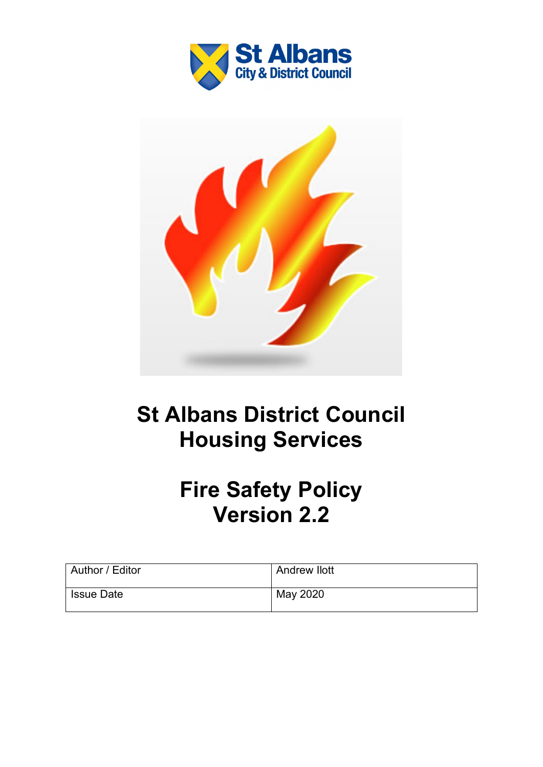# St Albans District Council Housing Services

# Fire Safety Policy Version 2.2

| Author / Editor | Andrew Ilott |
| --- | --- |
| Issue Date | May 2020 |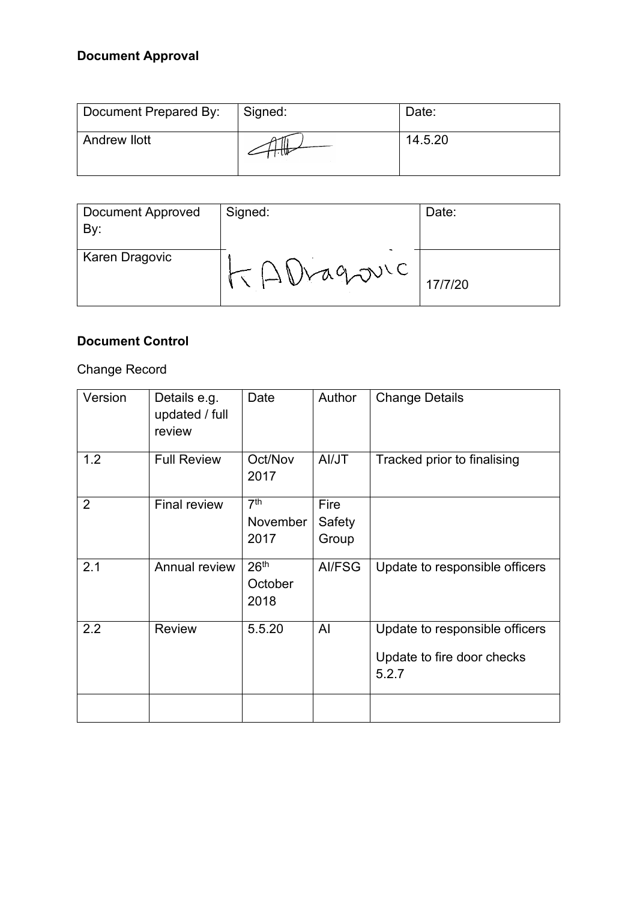**Document Approval**

| Document Prepared By: | Signed: | Date: |
|---|---|---|
| Andrew Ilott | | 14.5.20 |

| Document Approved By: | Signed: | Date: |
|---|---|---|
| Karen Dragovic | K A Dragovic | 17/7/20 |

**Document Control**

Change Record

| Version | Details e.g. updated / full review | Date | Author | Change Details |
|---|---|---|---|---|
| 1.2 | Full Review | Oct/Nov 2017 | AI/JT | Tracked prior to finalising |
| 2 | Final review | 7th November 2017 | Fire Safety Group | |
| 2.1 | Annual review | 26th October 2018 | AI/FSG | Update to responsible officers |
| 2.2 | Review | 5.5.20 | AI | Update to responsible officers<br>Update to fire door checks 5.2.7 |
| | | | | |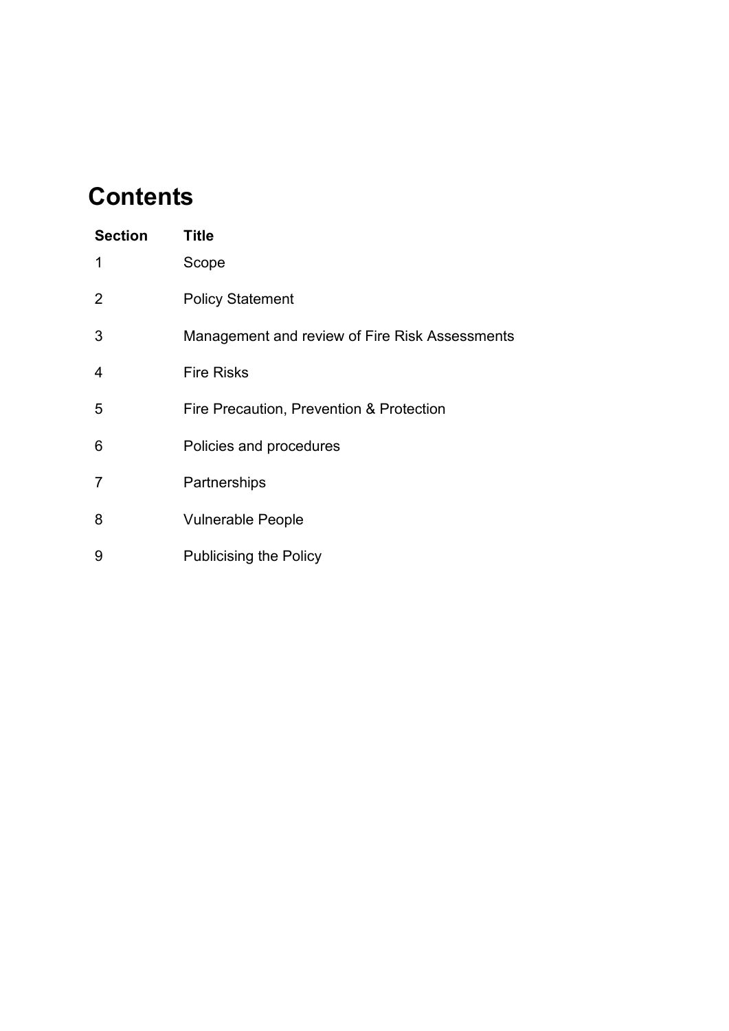# Contents

| Section | Title |
|---|---|
| 1 | Scope |
| 2 | Policy Statement |
| 3 | Management and review of Fire Risk Assessments |
| 4 | Fire Risks |
| 5 | Fire Precaution, Prevention & Protection |
| 6 | Policies and procedures |
| 7 | Partnerships |
| 8 | Vulnerable People |
| 9 | Publicising the Policy |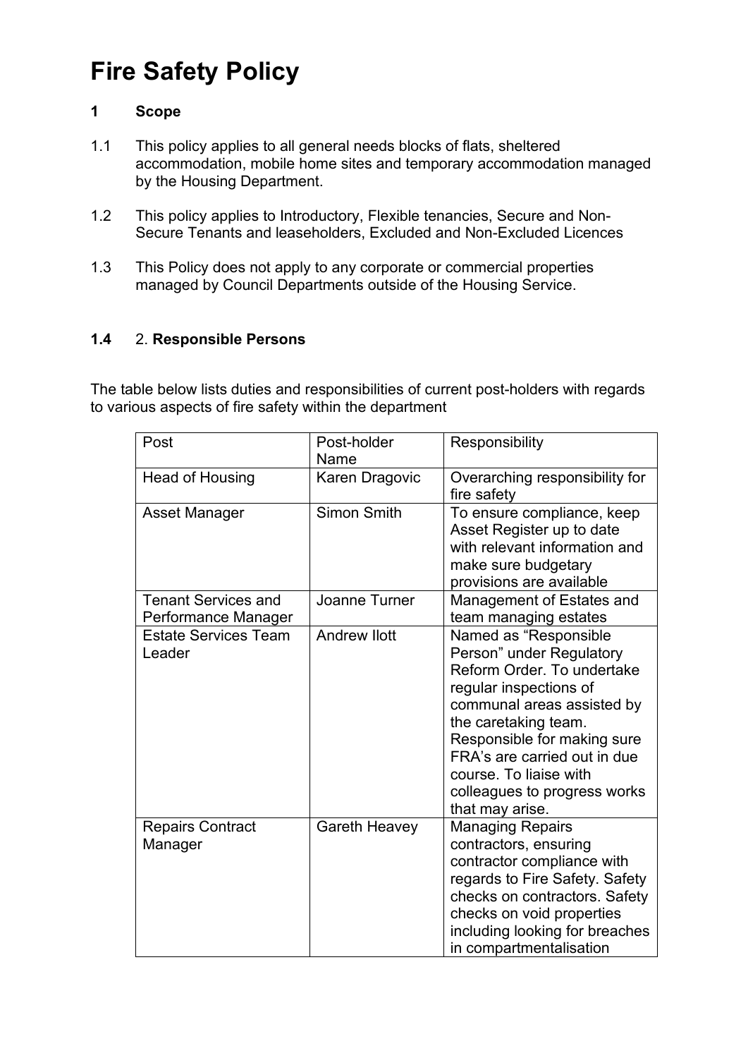# Fire Safety Policy

## 1 Scope

1.1 This policy applies to all general needs blocks of flats, sheltered accommodation, mobile home sites and temporary accommodation managed by the Housing Department.

1.2 This policy applies to Introductory, Flexible tenancies, Secure and Non-Secure Tenants and leaseholders, Excluded and Non-Excluded Licences

1.3 This Policy does not apply to any corporate or commercial properties managed by Council Departments outside of the Housing Service.

**1.4** 2. **Responsible Persons**

The table below lists duties and responsibilities of current post-holders with regards to various aspects of fire safety within the department

| Post | Post-holder Name | Responsibility |
|---|---|---|
| Head of Housing | Karen Dragovic | Overarching responsibility for fire safety |
| Asset Manager | Simon Smith | To ensure compliance, keep Asset Register up to date with relevant information and make sure budgetary provisions are available |
| Tenant Services and Performance Manager | Joanne Turner | Management of Estates and team managing estates |
| Estate Services Team Leader | Andrew Ilott | Named as "Responsible Person" under Regulatory Reform Order. To undertake regular inspections of communal areas assisted by the caretaking team. Responsible for making sure FRA's are carried out in due course. To liaise with colleagues to progress works that may arise. |
| Repairs Contract Manager | Gareth Heavey | Managing Repairs contractors, ensuring contractor compliance with regards to Fire Safety. Safety checks on contractors. Safety checks on void properties including looking for breaches in compartmentalisation |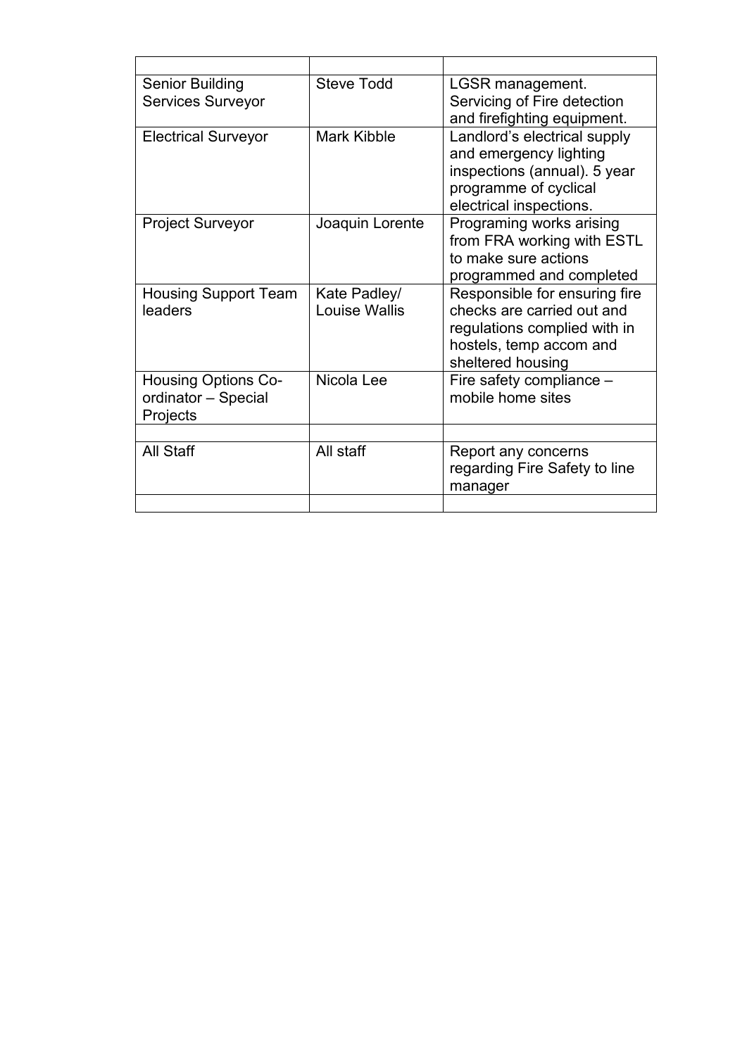| | | |
|---|---|---|
| Senior Building Services Surveyor | Steve Todd | LGSR management. Servicing of Fire detection and firefighting equipment. |
| Electrical Surveyor | Mark Kibble | Landlord's electrical supply and emergency lighting inspections (annual). 5 year programme of cyclical electrical inspections. |
| Project Surveyor | Joaquin Lorente | Programing works arising from FRA working with ESTL to make sure actions programmed and completed |
| Housing Support Team leaders | Kate Padley/ Louise Wallis | Responsible for ensuring fire checks are carried out and regulations complied with in hostels, temp accom and sheltered housing |
| Housing Options Co-ordinator – Special Projects | Nicola Lee | Fire safety compliance – mobile home sites |
| | | |
| All Staff | All staff | Report any concerns regarding Fire Safety to line manager |
| | | |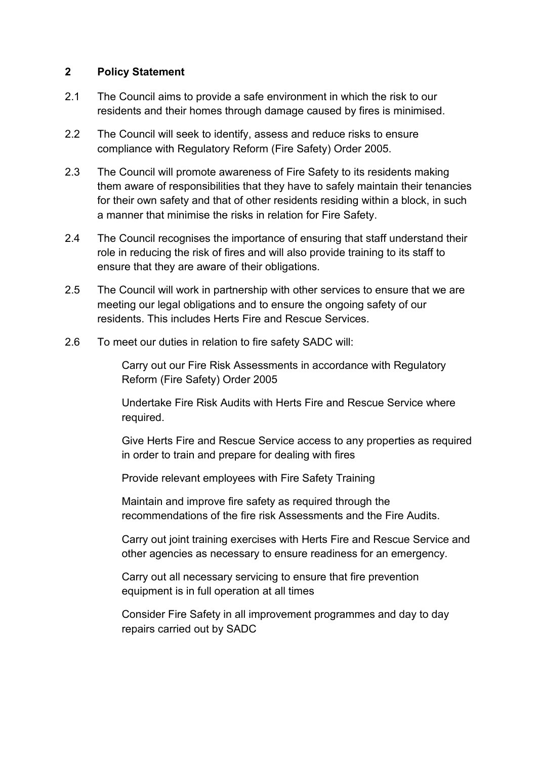## 2 Policy Statement

2.1 The Council aims to provide a safe environment in which the risk to our residents and their homes through damage caused by fires is minimised.

2.2 The Council will seek to identify, assess and reduce risks to ensure compliance with Regulatory Reform (Fire Safety) Order 2005.

2.3 The Council will promote awareness of Fire Safety to its residents making them aware of responsibilities that they have to safely maintain their tenancies for their own safety and that of other residents residing within a block, in such a manner that minimise the risks in relation for Fire Safety.

2.4 The Council recognises the importance of ensuring that staff understand their role in reducing the risk of fires and will also provide training to its staff to ensure that they are aware of their obligations.

2.5 The Council will work in partnership with other services to ensure that we are meeting our legal obligations and to ensure the ongoing safety of our residents. This includes Herts Fire and Rescue Services.

2.6 To meet our duties in relation to fire safety SADC will:

Carry out our Fire Risk Assessments in accordance with Regulatory Reform (Fire Safety) Order 2005

Undertake Fire Risk Audits with Herts Fire and Rescue Service where required.

Give Herts Fire and Rescue Service access to any properties as required in order to train and prepare for dealing with fires

Provide relevant employees with Fire Safety Training

Maintain and improve fire safety as required through the recommendations of the fire risk Assessments and the Fire Audits.

Carry out joint training exercises with Herts Fire and Rescue Service and other agencies as necessary to ensure readiness for an emergency.

Carry out all necessary servicing to ensure that fire prevention equipment is in full operation at all times

Consider Fire Safety in all improvement programmes and day to day repairs carried out by SADC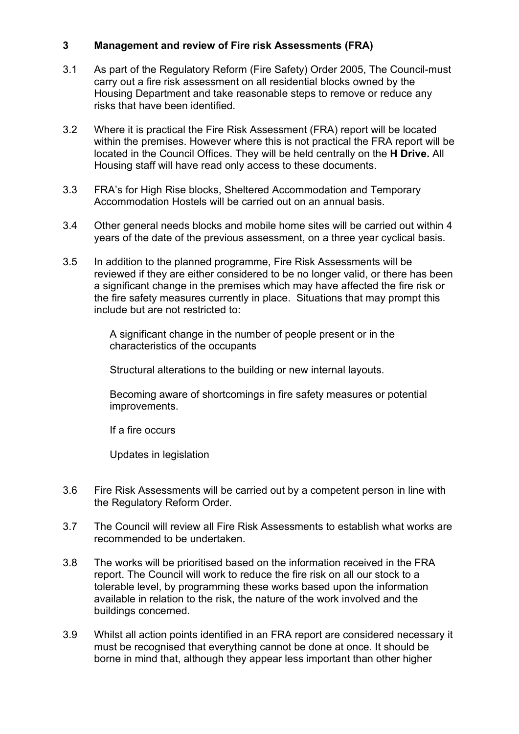## 3 Management and review of Fire risk Assessments (FRA)

3.1 As part of the Regulatory Reform (Fire Safety) Order 2005, The Council-must carry out a fire risk assessment on all residential blocks owned by the Housing Department and take reasonable steps to remove or reduce any risks that have been identified.

3.2 Where it is practical the Fire Risk Assessment (FRA) report will be located within the premises. However where this is not practical the FRA report will be located in the Council Offices. They will be held centrally on the **H Drive.** All Housing staff will have read only access to these documents.

3.3 FRA's for High Rise blocks, Sheltered Accommodation and Temporary Accommodation Hostels will be carried out on an annual basis.

3.4 Other general needs blocks and mobile home sites will be carried out within 4 years of the date of the previous assessment, on a three year cyclical basis.

3.5 In addition to the planned programme, Fire Risk Assessments will be reviewed if they are either considered to be no longer valid, or there has been a significant change in the premises which may have affected the fire risk or the fire safety measures currently in place. Situations that may prompt this include but are not restricted to:

A significant change in the number of people present or in the characteristics of the occupants

Structural alterations to the building or new internal layouts.

Becoming aware of shortcomings in fire safety measures or potential improvements.

If a fire occurs

Updates in legislation

3.6 Fire Risk Assessments will be carried out by a competent person in line with the Regulatory Reform Order.

3.7 The Council will review all Fire Risk Assessments to establish what works are recommended to be undertaken.

3.8 The works will be prioritised based on the information received in the FRA report. The Council will work to reduce the fire risk on all our stock to a tolerable level, by programming these works based upon the information available in relation to the risk, the nature of the work involved and the buildings concerned.

3.9 Whilst all action points identified in an FRA report are considered necessary it must be recognised that everything cannot be done at once. It should be borne in mind that, although they appear less important than other higher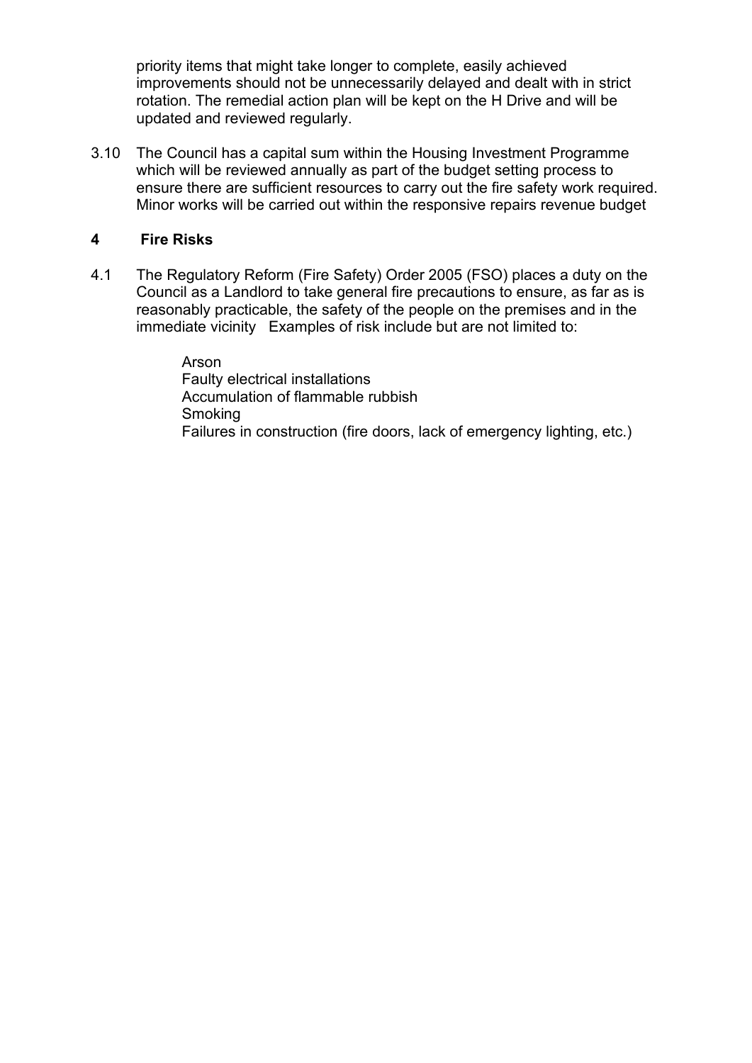priority items that might take longer to complete, easily achieved improvements should not be unnecessarily delayed and dealt with in strict rotation. The remedial action plan will be kept on the H Drive and will be updated and reviewed regularly.

3.10 The Council has a capital sum within the Housing Investment Programme which will be reviewed annually as part of the budget setting process to ensure there are sufficient resources to carry out the fire safety work required. Minor works will be carried out within the responsive repairs revenue budget

## 4 Fire Risks

4.1 The Regulatory Reform (Fire Safety) Order 2005 (FSO) places a duty on the Council as a Landlord to take general fire precautions to ensure, as far as is reasonably practicable, the safety of the people on the premises and in the immediate vicinity Examples of risk include but are not limited to:

Arson
Faulty electrical installations
Accumulation of flammable rubbish
Smoking
Failures in construction (fire doors, lack of emergency lighting, etc.)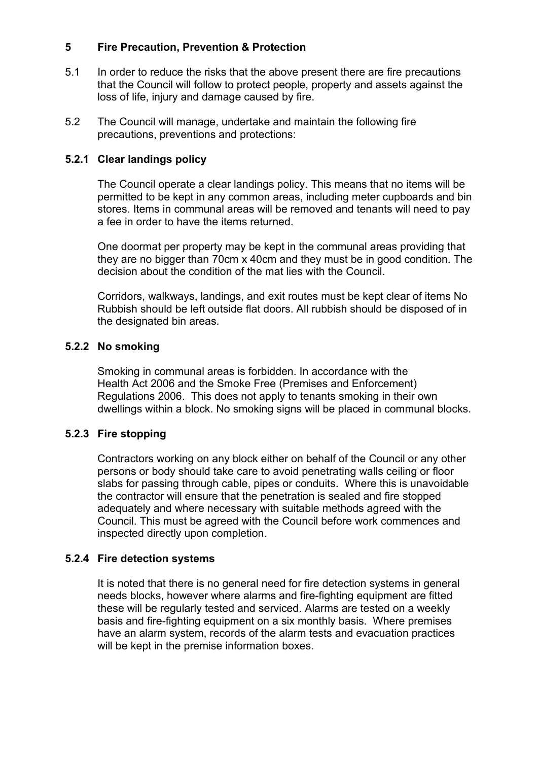## 5 Fire Precaution, Prevention & Protection

5.1 In order to reduce the risks that the above present there are fire precautions that the Council will follow to protect people, property and assets against the loss of life, injury and damage caused by fire.

5.2 The Council will manage, undertake and maintain the following fire precautions, preventions and protections:

### 5.2.1 Clear landings policy

The Council operate a clear landings policy. This means that no items will be permitted to be kept in any common areas, including meter cupboards and bin stores. Items in communal areas will be removed and tenants will need to pay a fee in order to have the items returned.

One doormat per property may be kept in the communal areas providing that they are no bigger than 70cm x 40cm and they must be in good condition. The decision about the condition of the mat lies with the Council.

Corridors, walkways, landings, and exit routes must be kept clear of items No Rubbish should be left outside flat doors. All rubbish should be disposed of in the designated bin areas.

### 5.2.2 No smoking

Smoking in communal areas is forbidden. In accordance with the Health Act 2006 and the Smoke Free (Premises and Enforcement) Regulations 2006. This does not apply to tenants smoking in their own dwellings within a block. No smoking signs will be placed in communal blocks.

### 5.2.3 Fire stopping

Contractors working on any block either on behalf of the Council or any other persons or body should take care to avoid penetrating walls ceiling or floor slabs for passing through cable, pipes or conduits. Where this is unavoidable the contractor will ensure that the penetration is sealed and fire stopped adequately and where necessary with suitable methods agreed with the Council. This must be agreed with the Council before work commences and inspected directly upon completion.

### 5.2.4 Fire detection systems

It is noted that there is no general need for fire detection systems in general needs blocks, however where alarms and fire-fighting equipment are fitted these will be regularly tested and serviced. Alarms are tested on a weekly basis and fire-fighting equipment on a six monthly basis. Where premises have an alarm system, records of the alarm tests and evacuation practices will be kept in the premise information boxes.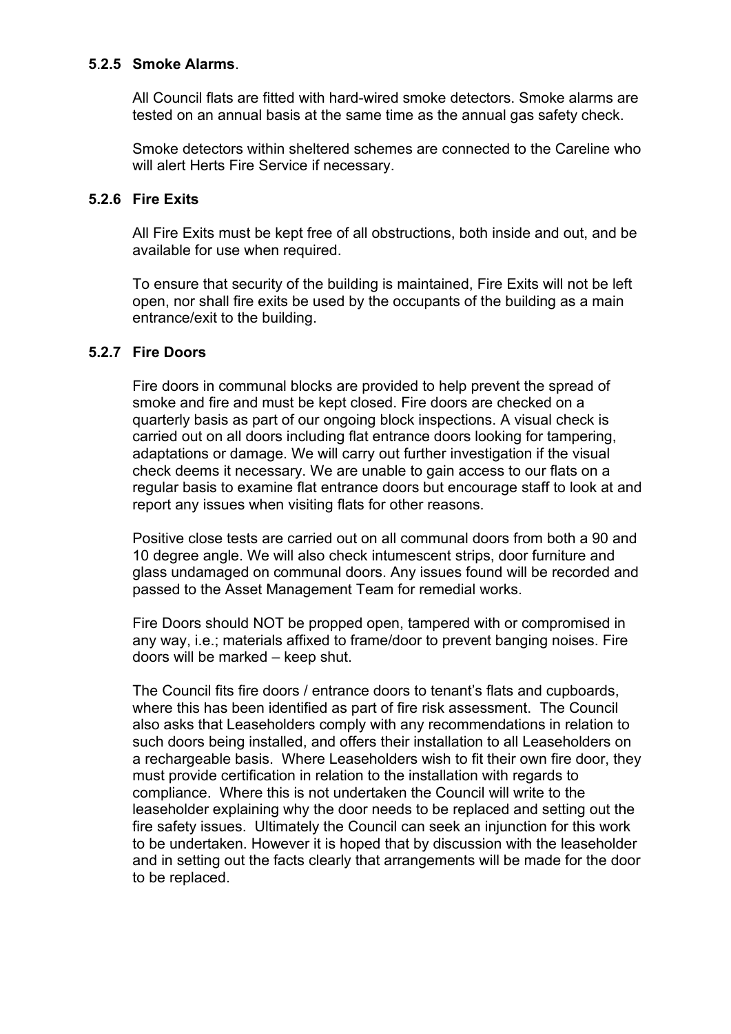#### 5.2.5 Smoke Alarms.

All Council flats are fitted with hard-wired smoke detectors. Smoke alarms are tested on an annual basis at the same time as the annual gas safety check.

Smoke detectors within sheltered schemes are connected to the Careline who will alert Herts Fire Service if necessary.

#### 5.2.6 Fire Exits

All Fire Exits must be kept free of all obstructions, both inside and out, and be available for use when required.

To ensure that security of the building is maintained, Fire Exits will not be left open, nor shall fire exits be used by the occupants of the building as a main entrance/exit to the building.

#### 5.2.7 Fire Doors

Fire doors in communal blocks are provided to help prevent the spread of smoke and fire and must be kept closed. Fire doors are checked on a quarterly basis as part of our ongoing block inspections. A visual check is carried out on all doors including flat entrance doors looking for tampering, adaptations or damage. We will carry out further investigation if the visual check deems it necessary. We are unable to gain access to our flats on a regular basis to examine flat entrance doors but encourage staff to look at and report any issues when visiting flats for other reasons.

Positive close tests are carried out on all communal doors from both a 90 and 10 degree angle. We will also check intumescent strips, door furniture and glass undamaged on communal doors. Any issues found will be recorded and passed to the Asset Management Team for remedial works.

Fire Doors should NOT be propped open, tampered with or compromised in any way, i.e.; materials affixed to frame/door to prevent banging noises. Fire doors will be marked – keep shut.

The Council fits fire doors / entrance doors to tenant's flats and cupboards, where this has been identified as part of fire risk assessment. The Council also asks that Leaseholders comply with any recommendations in relation to such doors being installed, and offers their installation to all Leaseholders on a rechargeable basis. Where Leaseholders wish to fit their own fire door, they must provide certification in relation to the installation with regards to compliance. Where this is not undertaken the Council will write to the leaseholder explaining why the door needs to be replaced and setting out the fire safety issues. Ultimately the Council can seek an injunction for this work to be undertaken. However it is hoped that by discussion with the leaseholder and in setting out the facts clearly that arrangements will be made for the door to be replaced.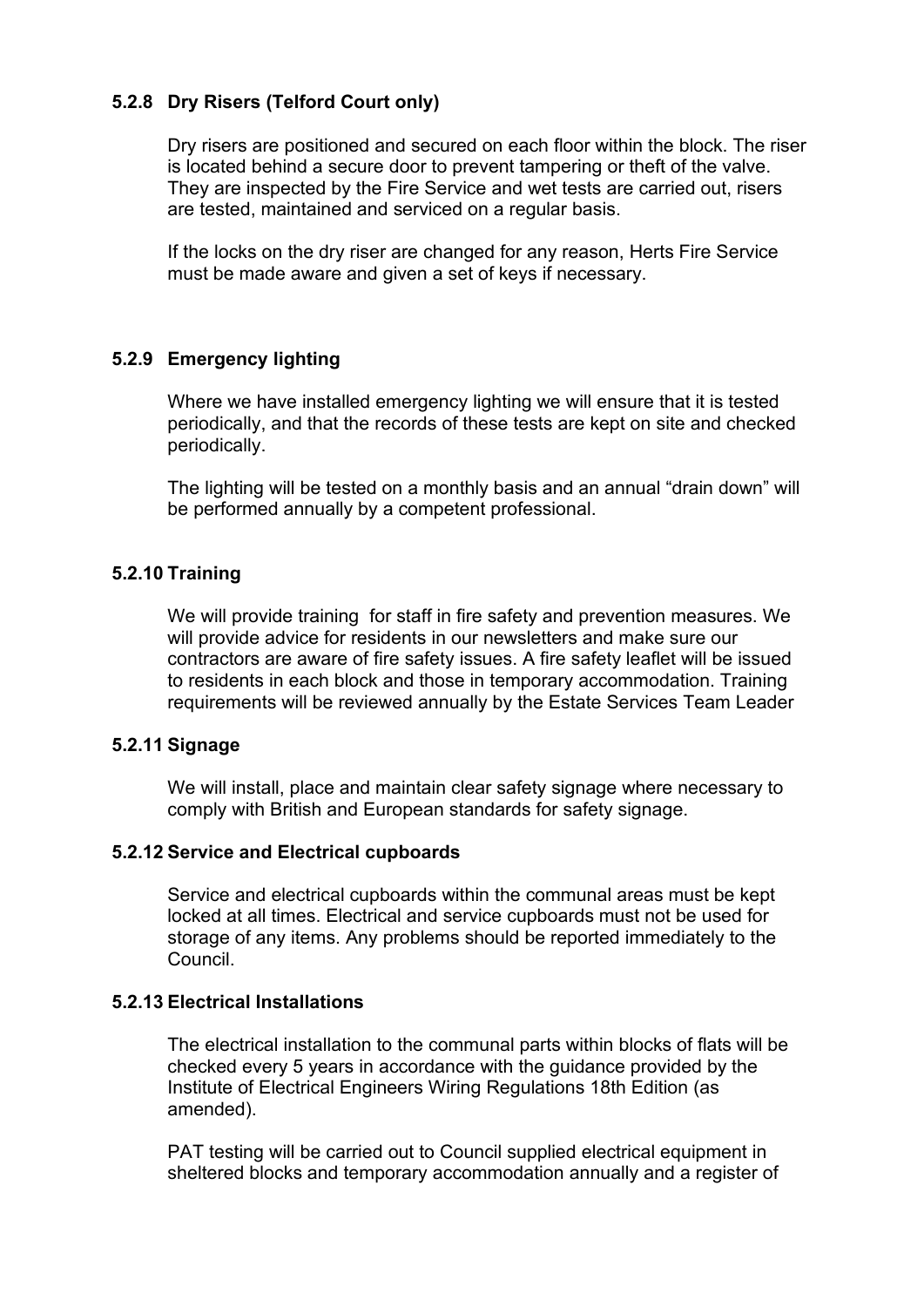### 5.2.8 Dry Risers (Telford Court only)

Dry risers are positioned and secured on each floor within the block. The riser is located behind a secure door to prevent tampering or theft of the valve. They are inspected by the Fire Service and wet tests are carried out, risers are tested, maintained and serviced on a regular basis.

If the locks on the dry riser are changed for any reason, Herts Fire Service must be made aware and given a set of keys if necessary.

### 5.2.9 Emergency lighting

Where we have installed emergency lighting we will ensure that it is tested periodically, and that the records of these tests are kept on site and checked periodically.

The lighting will be tested on a monthly basis and an annual "drain down" will be performed annually by a competent professional.

### 5.2.10 Training

We will provide training for staff in fire safety and prevention measures. We will provide advice for residents in our newsletters and make sure our contractors are aware of fire safety issues. A fire safety leaflet will be issued to residents in each block and those in temporary accommodation. Training requirements will be reviewed annually by the Estate Services Team Leader

### 5.2.11 Signage

We will install, place and maintain clear safety signage where necessary to comply with British and European standards for safety signage.

### 5.2.12 Service and Electrical cupboards

Service and electrical cupboards within the communal areas must be kept locked at all times. Electrical and service cupboards must not be used for storage of any items. Any problems should be reported immediately to the Council.

### 5.2.13 Electrical Installations

The electrical installation to the communal parts within blocks of flats will be checked every 5 years in accordance with the guidance provided by the Institute of Electrical Engineers Wiring Regulations 18th Edition (as amended).

PAT testing will be carried out to Council supplied electrical equipment in sheltered blocks and temporary accommodation annually and a register of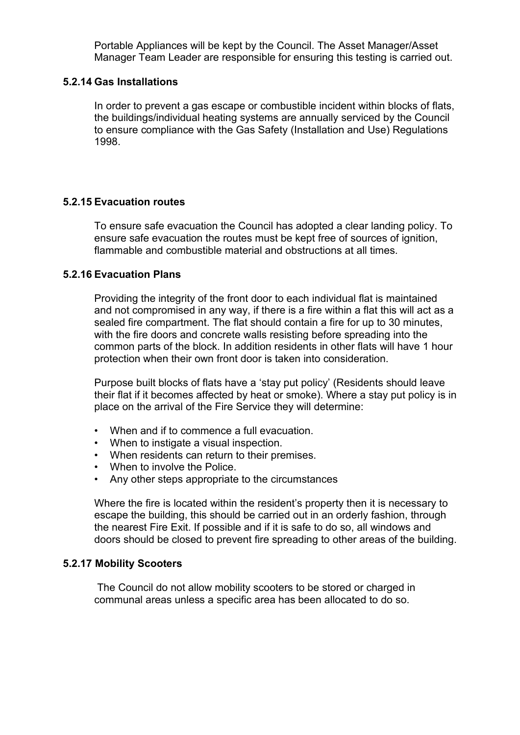Portable Appliances will be kept by the Council. The Asset Manager/Asset Manager Team Leader are responsible for ensuring this testing is carried out.

#### 5.2.14 Gas Installations

In order to prevent a gas escape or combustible incident within blocks of flats, the buildings/individual heating systems are annually serviced by the Council to ensure compliance with the Gas Safety (Installation and Use) Regulations 1998.

#### 5.2.15 Evacuation routes

To ensure safe evacuation the Council has adopted a clear landing policy. To ensure safe evacuation the routes must be kept free of sources of ignition, flammable and combustible material and obstructions at all times.

#### 5.2.16 Evacuation Plans

Providing the integrity of the front door to each individual flat is maintained and not compromised in any way, if there is a fire within a flat this will act as a sealed fire compartment. The flat should contain a fire for up to 30 minutes, with the fire doors and concrete walls resisting before spreading into the common parts of the block. In addition residents in other flats will have 1 hour protection when their own front door is taken into consideration.

Purpose built blocks of flats have a 'stay put policy' (Residents should leave their flat if it becomes affected by heat or smoke). Where a stay put policy is in place on the arrival of the Fire Service they will determine:

- When and if to commence a full evacuation.
- When to instigate a visual inspection.
- When residents can return to their premises.
- When to involve the Police.
- Any other steps appropriate to the circumstances

Where the fire is located within the resident's property then it is necessary to escape the building, this should be carried out in an orderly fashion, through the nearest Fire Exit. If possible and if it is safe to do so, all windows and doors should be closed to prevent fire spreading to other areas of the building.

#### 5.2.17 Mobility Scooters

The Council do not allow mobility scooters to be stored or charged in communal areas unless a specific area has been allocated to do so.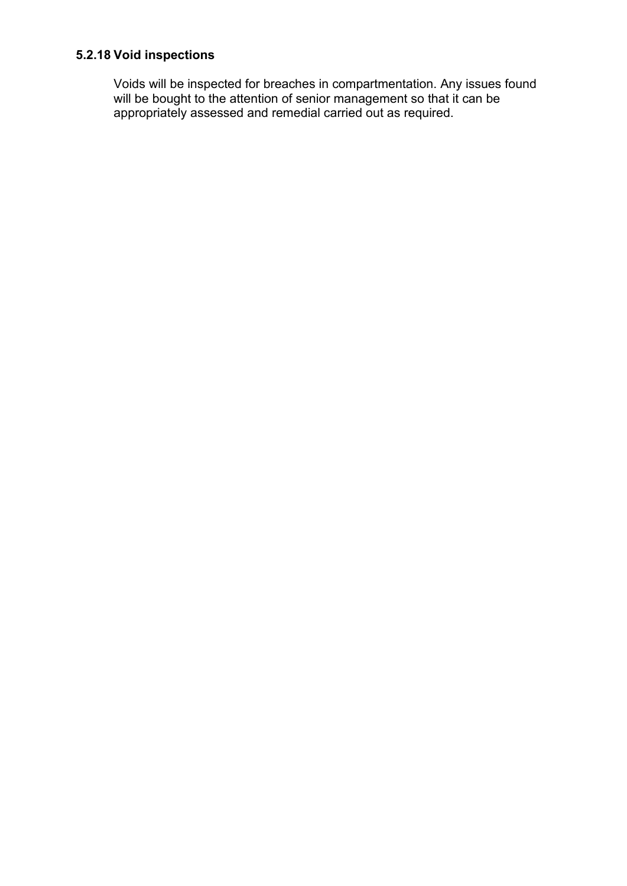#### 5.2.18 Void inspections

Voids will be inspected for breaches in compartmentation. Any issues found will be bought to the attention of senior management so that it can be appropriately assessed and remedial carried out as required.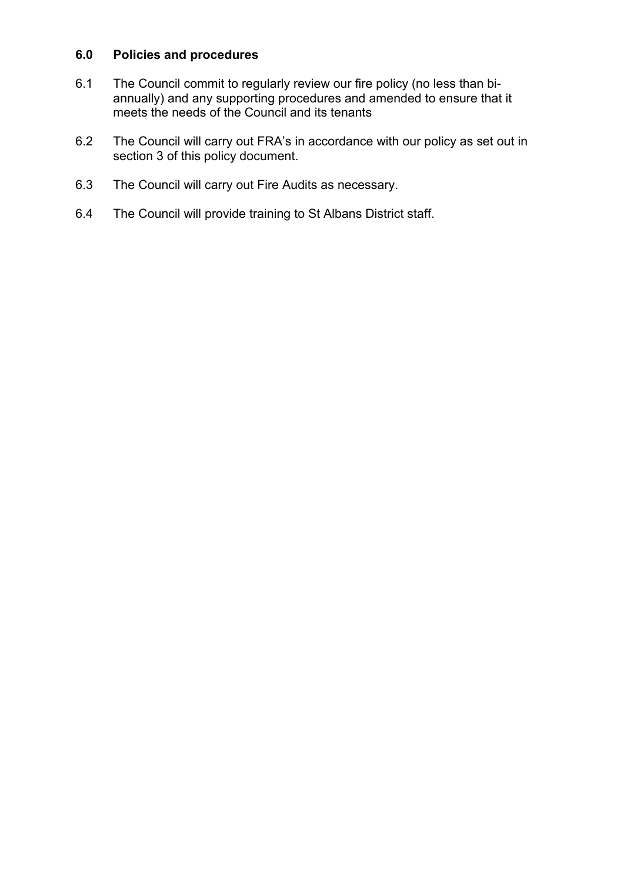## 6.0 Policies and procedures

6.1 The Council commit to regularly review our fire policy (no less than bi-annually) and any supporting procedures and amended to ensure that it meets the needs of the Council and its tenants

6.2 The Council will carry out FRA's in accordance with our policy as set out in section 3 of this policy document.

6.3 The Council will carry out Fire Audits as necessary.

6.4 The Council will provide training to St Albans District staff.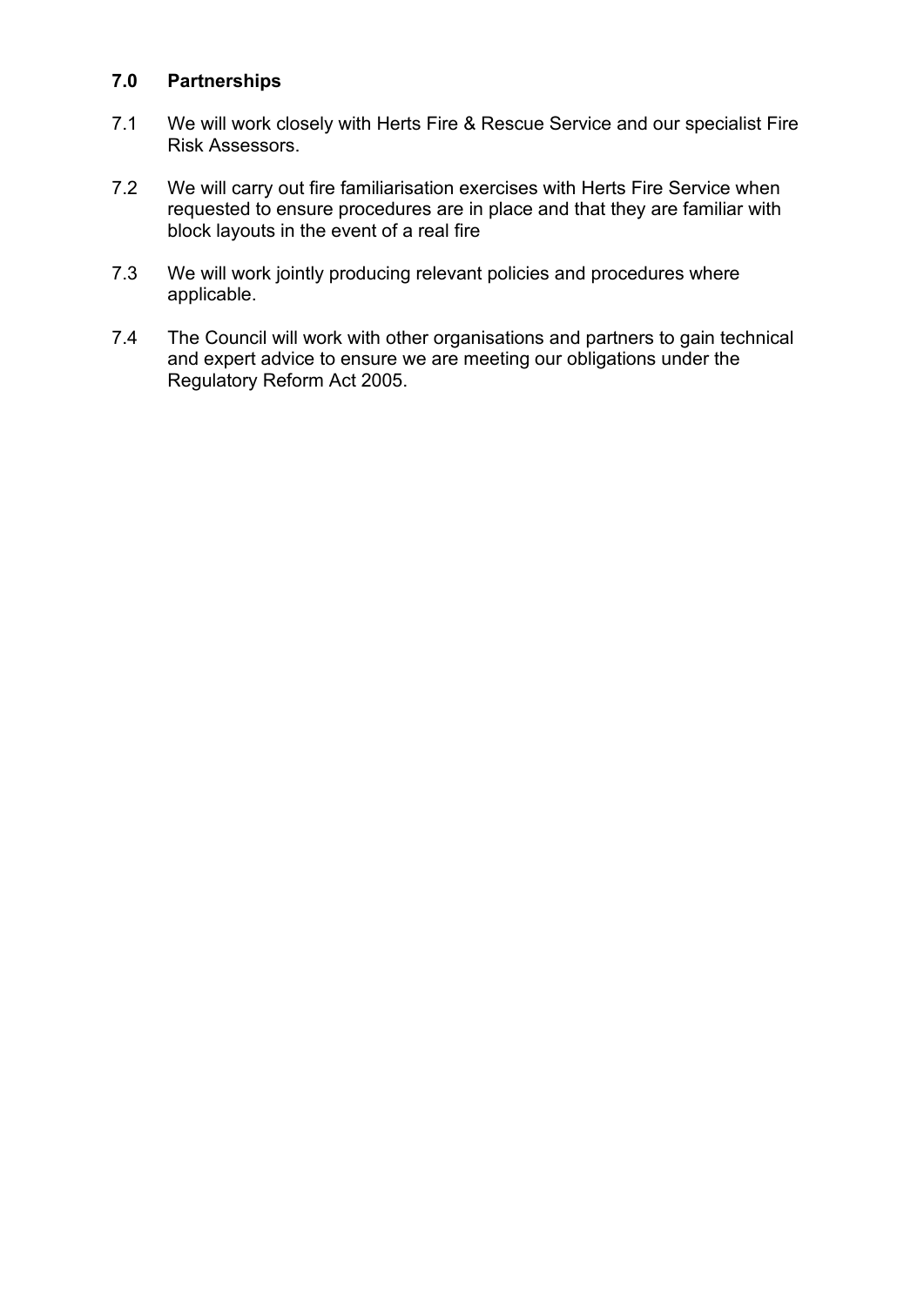## 7.0 Partnerships

7.1 We will work closely with Herts Fire & Rescue Service and our specialist Fire Risk Assessors.

7.2 We will carry out fire familiarisation exercises with Herts Fire Service when requested to ensure procedures are in place and that they are familiar with block layouts in the event of a real fire

7.3 We will work jointly producing relevant policies and procedures where applicable.

7.4 The Council will work with other organisations and partners to gain technical and expert advice to ensure we are meeting our obligations under the Regulatory Reform Act 2005.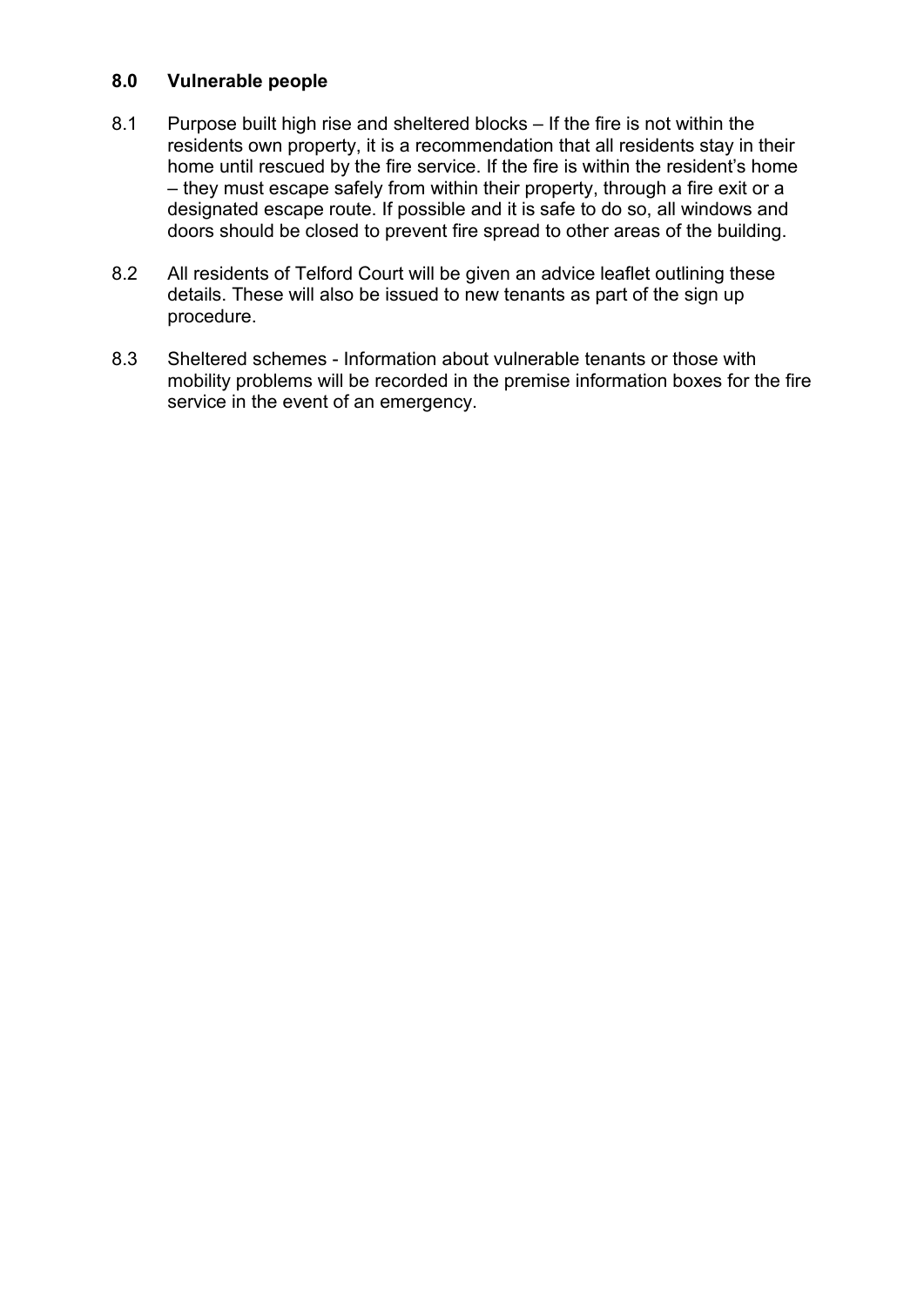## 8.0 Vulnerable people

8.1 Purpose built high rise and sheltered blocks – If the fire is not within the residents own property, it is a recommendation that all residents stay in their home until rescued by the fire service. If the fire is within the resident's home – they must escape safely from within their property, through a fire exit or a designated escape route. If possible and it is safe to do so, all windows and doors should be closed to prevent fire spread to other areas of the building.

8.2 All residents of Telford Court will be given an advice leaflet outlining these details. These will also be issued to new tenants as part of the sign up procedure.

8.3 Sheltered schemes - Information about vulnerable tenants or those with mobility problems will be recorded in the premise information boxes for the fire service in the event of an emergency.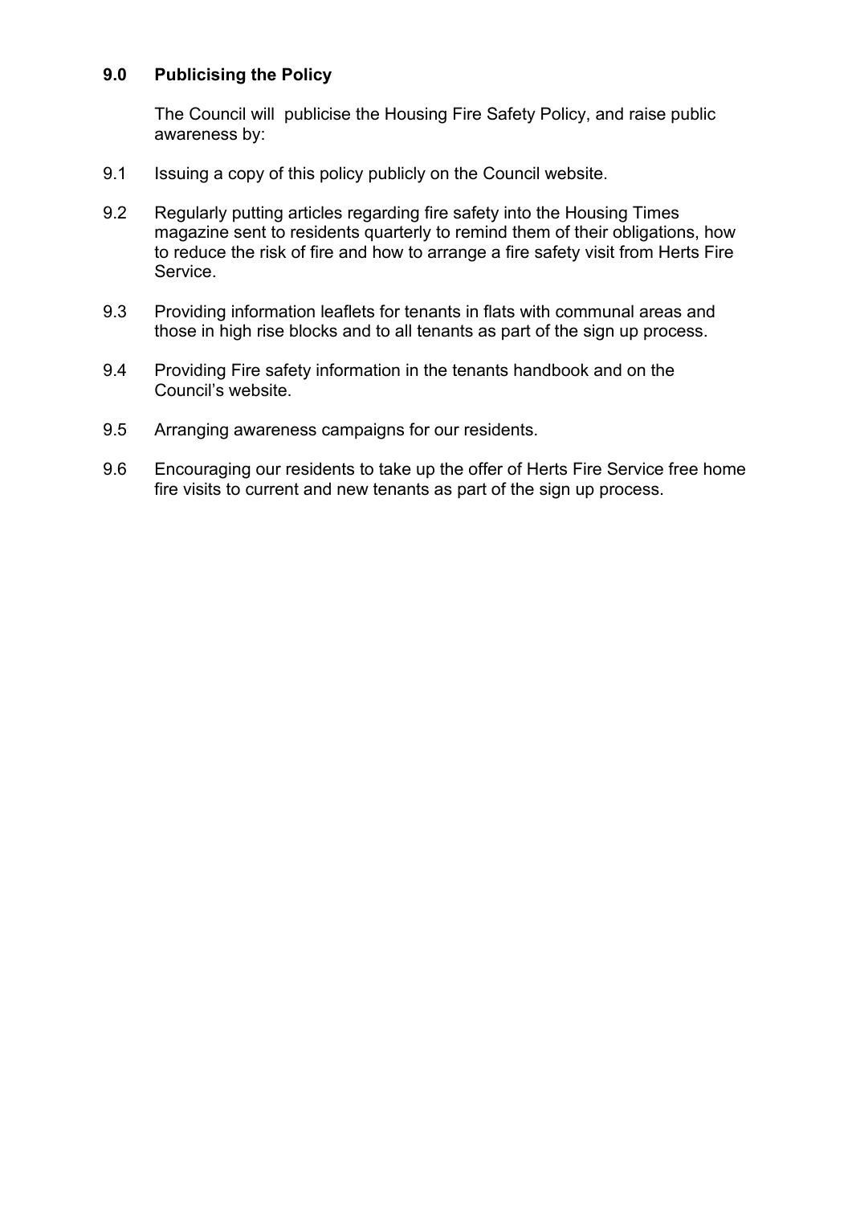## 9.0 Publicising the Policy

The Council will publicise the Housing Fire Safety Policy, and raise public awareness by:

9.1 Issuing a copy of this policy publicly on the Council website.

9.2 Regularly putting articles regarding fire safety into the Housing Times magazine sent to residents quarterly to remind them of their obligations, how to reduce the risk of fire and how to arrange a fire safety visit from Herts Fire Service.

9.3 Providing information leaflets for tenants in flats with communal areas and those in high rise blocks and to all tenants as part of the sign up process.

9.4 Providing Fire safety information in the tenants handbook and on the Council's website.

9.5 Arranging awareness campaigns for our residents.

9.6 Encouraging our residents to take up the offer of Herts Fire Service free home fire visits to current and new tenants as part of the sign up process.